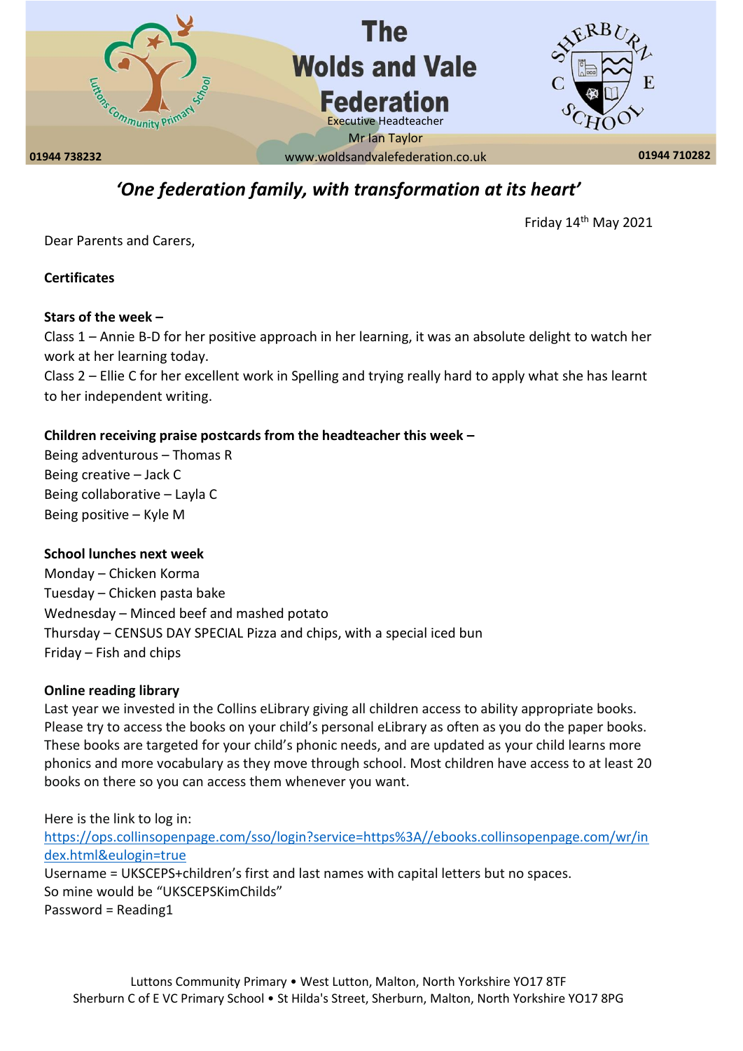# The Wolds and Vale Federation

Executive Headteacher
Mr Ian Taylor

01944 738232 — www.woldsandvalefederation.co.uk — 01944 710282

***'One federation family, with transformation at its heart'***

Friday 14th May 2021

Dear Parents and Carers,

**Certificates**

**Stars of the week –**

Class 1 – Annie B-D for her positive approach in her learning, it was an absolute delight to watch her work at her learning today.

Class 2 – Ellie C for her excellent work in Spelling and trying really hard to apply what she has learnt to her independent writing.

**Children receiving praise postcards from the headteacher this week –**

Being adventurous – Thomas R
Being creative – Jack C
Being collaborative – Layla C
Being positive – Kyle M

**School lunches next week**

Monday – Chicken Korma
Tuesday – Chicken pasta bake
Wednesday – Minced beef and mashed potato
Thursday – CENSUS DAY SPECIAL Pizza and chips, with a special iced bun
Friday – Fish and chips

**Online reading library**

Last year we invested in the Collins eLibrary giving all children access to ability appropriate books. Please try to access the books on your child's personal eLibrary as often as you do the paper books. These books are targeted for your child's phonic needs, and are updated as your child learns more phonics and more vocabulary as they move through school. Most children have access to at least 20 books on there so you can access them whenever you want.

Here is the link to log in:
https://ops.collinsopenpage.com/sso/login?service=https%3A//ebooks.collinsopenpage.com/wr/index.html&eulogin=true

Username = UKSCEPS+children's first and last names with capital letters but no spaces.
So mine would be "UKSCEPSKimChilds"
Password = Reading1

Luttons Community Primary • West Lutton, Malton, North Yorkshire YO17 8TF
Sherburn C of E VC Primary School • St Hilda's Street, Sherburn, Malton, North Yorkshire YO17 8PG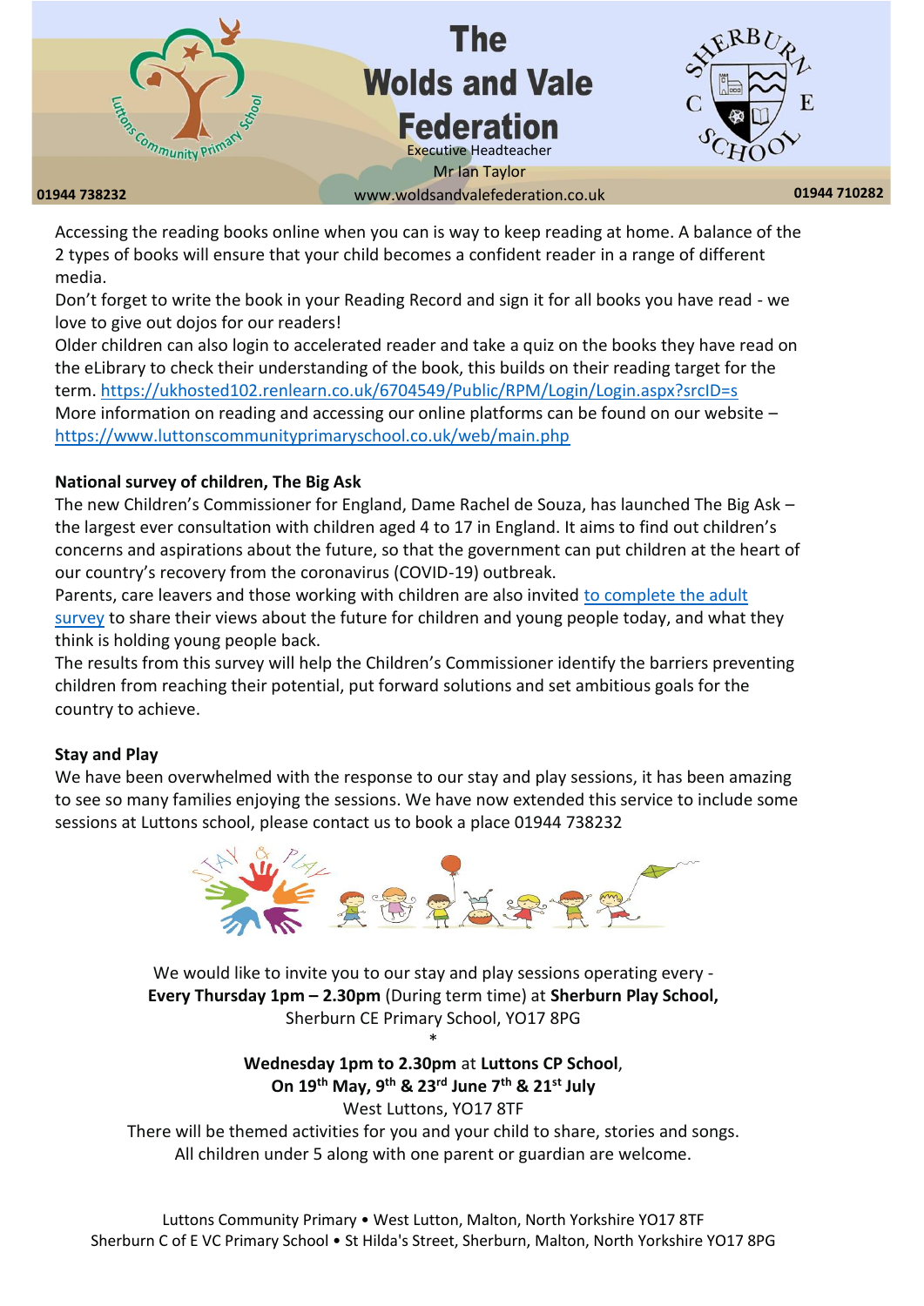Accessing the reading books online when you can is way to keep reading at home. A balance of the 2 types of books will ensure that your child becomes a confident reader in a range of different media.

Don't forget to write the book in your Reading Record and sign it for all books you have read - we love to give out dojos for our readers!

Older children can also login to accelerated reader and take a quiz on the books they have read on the eLibrary to check their understanding of the book, this builds on their reading target for the term. https://ukhosted102.renlearn.co.uk/6704549/Public/RPM/Login/Login.aspx?srcID=s

More information on reading and accessing our online platforms can be found on our website – https://www.luttonscommunityprimaryschool.co.uk/web/main.php

**National survey of children, The Big Ask**

The new Children's Commissioner for England, Dame Rachel de Souza, has launched The Big Ask – the largest ever consultation with children aged 4 to 17 in England. It aims to find out children's concerns and aspirations about the future, so that the government can put children at the heart of our country's recovery from the coronavirus (COVID-19) outbreak.

Parents, care leavers and those working with children are also invited to complete the adult survey to share their views about the future for children and young people today, and what they think is holding young people back.

The results from this survey will help the Children's Commissioner identify the barriers preventing children from reaching their potential, put forward solutions and set ambitious goals for the country to achieve.

**Stay and Play**

We have been overwhelmed with the response to our stay and play sessions, it has been amazing to see so many families enjoying the sessions. We have now extended this service to include some sessions at Luttons school, please contact us to book a place 01944 738232

We would like to invite you to our stay and play sessions operating every -
**Every Thursday 1pm – 2.30pm** (During term time) at **Sherburn Play School,**
Sherburn CE Primary School, YO17 8PG

*

**Wednesday 1pm to 2.30pm** at **Luttons CP School**,
**On 19th May, 9th & 23rd June 7th & 21st July**
West Luttons, YO17 8TF

There will be themed activities for you and your child to share, stories and songs.
All children under 5 along with one parent or guardian are welcome.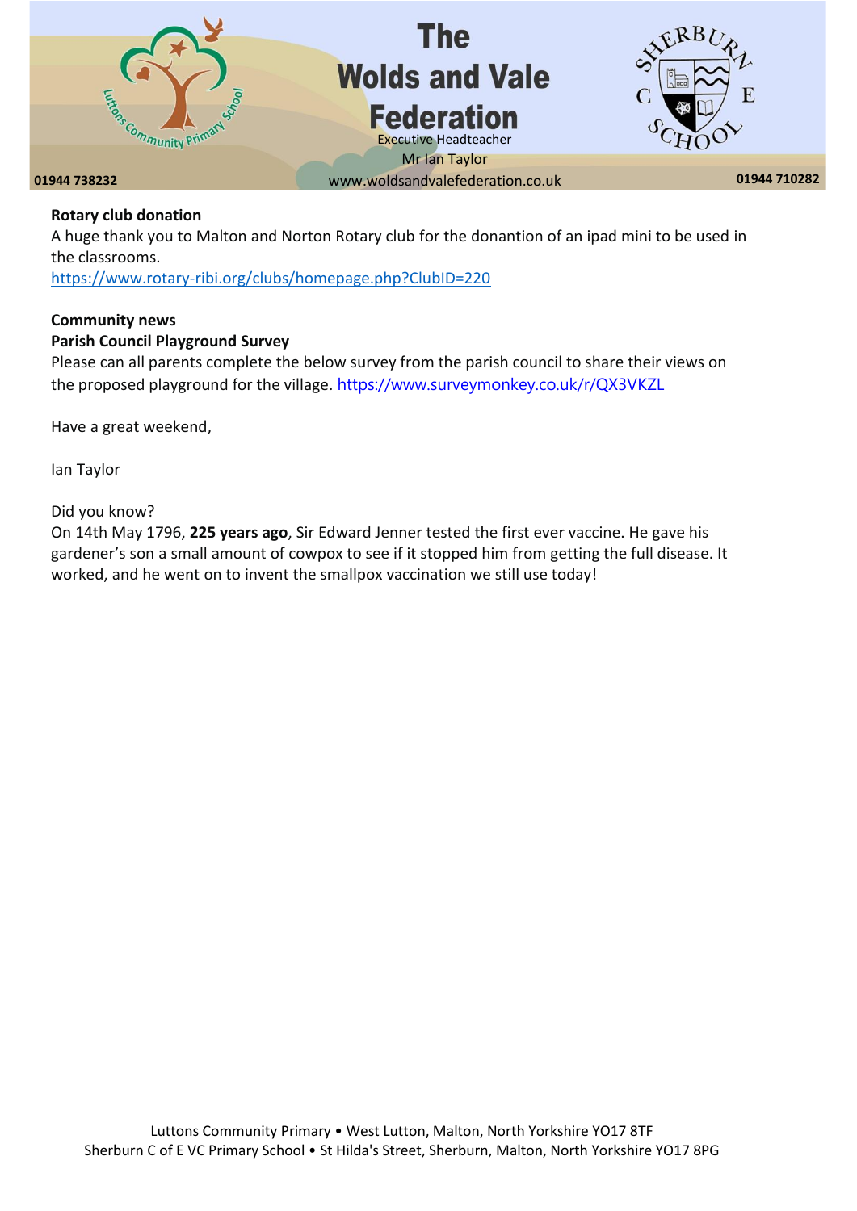**Rotary club donation**

A huge thank you to Malton and Norton Rotary club for the donantion of an ipad mini to be used in the classrooms.

https://www.rotary-ribi.org/clubs/homepage.php?ClubID=220

**Community news**

**Parish Council Playground Survey**

Please can all parents complete the below survey from the parish council to share their views on the proposed playground for the village. https://www.surveymonkey.co.uk/r/QX3VKZL

Have a great weekend,

Ian Taylor

Did you know?

On 14th May 1796, **225 years ago**, Sir Edward Jenner tested the first ever vaccine. He gave his gardener's son a small amount of cowpox to see if it stopped him from getting the full disease. It worked, and he went on to invent the smallpox vaccination we still use today!